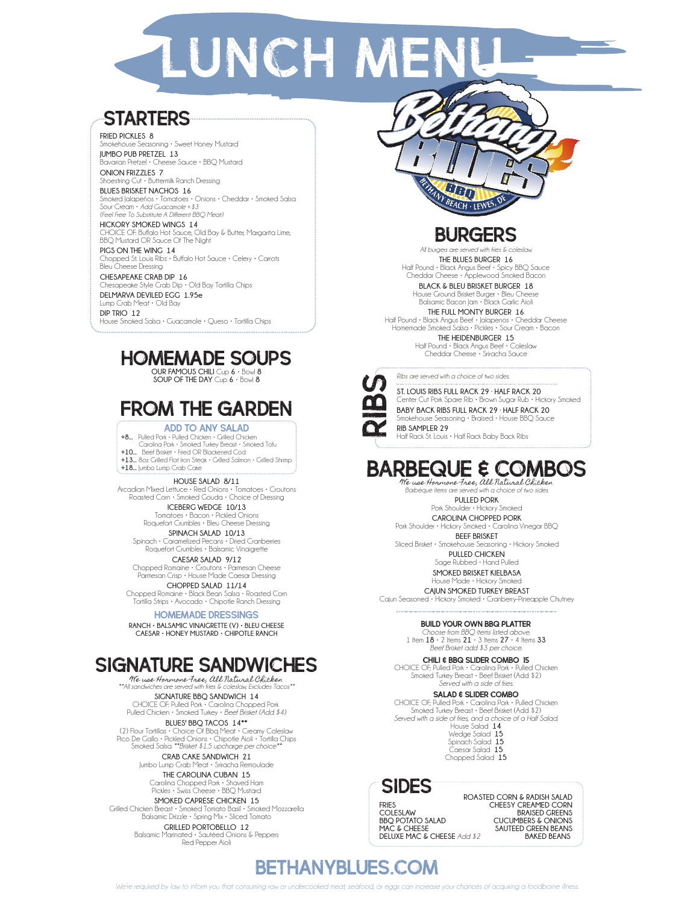# LUNCH MENU

## STARTERS

FRIED PICKLES 8
Smokehouse Seasoning • Sweet Honey Mustard

JUMBO PUB PRETZEL 13
Bavarian Pretzel • Cheese Sauce • BBQ Mustard

ONION FRIZZLES 7
Shoestring Cut • Buttermilk Ranch Dressing

BLUES BRISKET NACHOS 16
Smoked Jalapeños • Tomatoes • Onions • Cheddar • Smoked Salsa
Sour Cream • *Add Guacamole +$3*
*(Feel Free To Substitute A Different BBQ Meat)*

HICKORY SMOKED WINGS 14
CHOICE OF: Buffalo Hot Sauce, Old Bay & Butter, Margarita Lime, BBQ Mustard OR Sauce Of The Night

PIGS ON THE WING 14
Chopped St. Louis Ribs • Buffalo Hot Sauce • Celery • Carrots
Bleu Cheese Dressing

CHESAPEAKE CRAB DIP 16
Chesapeake Style Crab Dip • Old Bay Tortilla Chips

DELMARVA DEVILED EGG 1.95e
Lump Crab Meat • Old Bay

DIP TRIO 12
House Smoked Salsa • Guacamole • Queso • Tortilla Chips

## HOMEMADE SOUPS

OUR FAMOUS CHILI Cup 6 • Bowl 8
SOUP OF THE DAY Cup 6 • Bowl 8

## FROM THE GARDEN

### ADD TO ANY SALAD

**+8...** Pulled Pork • Pulled Chicken • Grilled Chicken
Carolina Pork • Smoked Turkey Breast • Smoked Tofu
**+10...** Beef Brisket • Fried OR Blackened Cod
**+13...** 8oz Grilled Flat Iron Steak • Grilled Salmon • Grilled Shrimp
**+18...** Jumbo Lump Crab Cake

HOUSE SALAD 8/11
Arcadian Mixed Lettuce • Red Onions • Tomatoes • Croutons
Roasted Corn • Smoked Gouda • Choice of Dressing

ICEBERG WEDGE 10/13
Tomatoes • Bacon • Pickled Onions
Roquefort Crumbles • Bleu Cheese Dressing

SPINACH SALAD 10/13
Spinach • Caramelized Pecans • Dried Cranberries
Roquefort Crumbles • Balsamic Vinaigrette

CAESAR SALAD 9/12
Chopped Romaine • Croutons • Parmesan Cheese
Parmesan Crisp • House Made Caesar Dressing

CHOPPED SALAD 11/14
Chopped Romaine • Black Bean Salsa • Roasted Corn
Tortilla Strips • Avocado • Chipotle Ranch Dressing

### HOMEMADE DRESSINGS

RANCH • BALSAMIC VINAIGRETTE (V) • BLEU CHEESE
CAESAR • HONEY MUSTARD • CHIPOTLE RANCH

## SIGNATURE SANDWICHES

*We use Hormone Free, All Natural Chicken*
*\*\*All sandwiches are served with fries & coleslaw, Excludes Tacos\*\**

SIGNATURE BBQ SANDWICH 14
CHOICE OF: Pulled Pork • Carolina Chopped Pork
Pulled Chicken • Smoked Turkey • *Beef Brisket (Add $4)*

BLUES' BBQ TACOS 14\*\*
(2) Flour Tortillas • Choice Of Bbq Meat • Creamy Coleslaw
Pico De Gallo • Pickled Onions • Chipotle Aioli • Tortilla Chips
Smoked Salsa *\*\*Brisket $1.5 upcharge per choice\*\**

CRAB CAKE SANDWICH 21
Jumbo Lump Crab Meat • Sriracha Remoulade

THE CAROLINA CUBAN 15
Carolina Chopped Pork • Shaved Ham
Pickles • Swiss Cheese • BBQ Mustard

SMOKED CAPRESE CHICKEN 15
Grilled Chicken Breast • Smoked Tomato Basil • Smoked Mozzarella
Balsamic Drizzle • Spring Mix • Sliced Tomato

GRILLED PORTOBELLO 12
Balsamic Marinated • Sautéed Onions & Peppers
Red Pepper Aioli

## BURGERS

*All burgers are served with fries & coleslaw.*

THE BLUES BURGER 16
Half Pound • Black Angus Beef • Spicy BBQ Sauce
Cheddar Cheese • Applewood Smoked Bacon

BLACK & BLEU BRISKET BURGER 18
House Ground Brisket Burger • Bleu Cheese
Balsamic Bacon Jam • Black Garlic Aioli

THE FULL MONTY BURGER 16
Half Pound • Black Angus Beef • Jalapenos • Cheddar Cheese
Homemade Smoked Salsa • Pickles • Sour Cream • Bacon

THE HEIDENBURGER 15
Half Pound • Black Angus Beef • Coleslaw
Cheddar Cheese • Sriracha Sauce

## RIBS

*Ribs are served with a choice of two sides.*

ST. LOUIS RIBS FULL RACK 29 • HALF RACK 20
Center Cut Pork Spare Rib • Brown Sugar Rub • Hickory Smoked

BABY BACK RIBS FULL RACK 29 • HALF RACK 20
Smokehouse Seasoning • Braised • House BBQ Sauce

RIB SAMPLER 29
Half Rack St. Louis • Half Rack Baby Back Ribs

## BARBEQUE & COMBOS

*We use Hormone Free, All Natural Chicken*
*Barbeque items are served with a choice of two sides.*

PULLED PORK
Pork Shoulder • Hickory Smoked

CAROLINA CHOPPED PORK
Pork Shoulder • Hickory Smoked • Carolina Vinegar BBQ

BEEF BRISKET
Sliced Brisket • Smokehouse Seasoning • Hickory Smoked

PULLED CHICKEN
Sage Rubbed • Hand Pulled

SMOKED BRISKET KIELBASA
House Made • Hickory Smoked

CAJUN SMOKED TURKEY BREAST
Cajun Seasoned • Hickory Smoked • Cranberry-Pineapple Chutney

**BUILD YOUR OWN BBQ PLATTER**
*Choose from BBQ items listed above.*
1 Item **18** • 2 Items **21** • 3 Items **27** • 4 Items **33**
*Beef Brisket add $3 per choice.*

**CHILI & BBQ SLIDER COMBO 15**
CHOICE OF; Pulled Pork • Carolina Pork • Pulled Chicken
Smoked Turkey Breast • Beef Brisket (Add $2)
*Served with a side of fries.*

**SALAD & SLIDER COMBO**
CHOICE OF; Pulled Pork • Carolina Pork • Pulled Chicken
Smoked Turkey Breast • Beef Brisket (Add $2)
*Served with a side of fries, and a choice of a Half Salad.*
House Salad 14
Wedge Salad 15
Spinach Salad 15
Caesar Salad 15
Chopped Salad 15

## SIDES

FRIES
COLESLAW
BBQ POTATO SALAD
MAC & CHEESE
DELUXE MAC & CHEESE *Add $2*
ROASTED CORN & RADISH SALAD
CHEESY CREAMED CORN
BRAISED GREENS
CUCUMBERS & ONIONS
SAUTEED GREEN BEANS
BAKED BEANS

**BETHANYBLUES.COM**

*We're required by law to inform you that consuming raw or undercooked meat, seafood, or eggs can increase your chances of acquiring a foodborne illness.*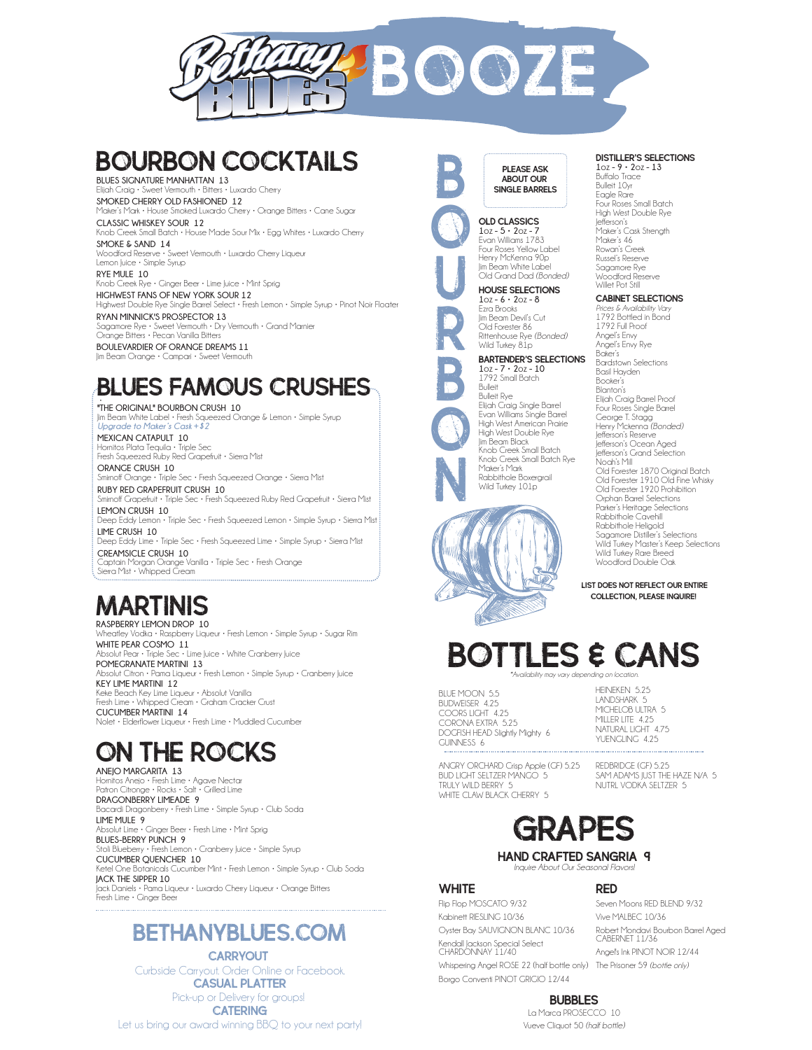# Bethany Blues BOOZE

## BOURBON COCKTAILS

**BLUES SIGNATURE MANHATTAN 13**
Elijah Craig • Sweet Vermouth • Bitters • Luxardo Cherry

**SMOKED CHERRY OLD FASHIONED 12**
Maker's Mark • House Smoked Luxardo Cherry • Orange Bitters • Cane Sugar

**CLASSIC WHISKEY SOUR 12**
Knob Creek Small Batch • House Made Sour Mix • Egg Whites • Luxardo Cherry

**SMOKE & SAND 14**
Woodford Reserve • Sweet Vermouth • Luxardo Cherry Liqueur
Lemon Juice • Simple Syrup

**RYE MULE 10**
Knob Creek Rye • Ginger Beer • Lime Juice • Mint Sprig

**HIGHWEST FANS OF NEW YORK SOUR 12**
Highwest Double Rye Single Barrel Select • Fresh Lemon • Simple Syrup • Pinot Noir Floater

**RYAN MINNICK'S PROSPECTOR 13**
Sagamore Rye • Sweet Vermouth • Dry Vermouth • Grand Marnier
Orange Bitters • Pecan Vanilla Bitters

**BOULEVARDIER OF ORANGE DREAMS 11**
Jim Beam Orange • Campari • Sweet Vermouth

## BLUES FAMOUS CRUSHES

**"THE ORIGINAL" BOURBON CRUSH 10**
Jim Beam White Label • Fresh Squeezed Orange & Lemon • Simple Syrup
*Upgrade to Maker's Cask +$2*

**MEXICAN CATAPULT 10**
Hornitos Plata Tequila • Triple Sec
Fresh Squeezed Ruby Red Grapefruit • Sierra Mist

**ORANGE CRUSH 10**
Smirnoff Orange • Triple Sec • Fresh Squeezed Orange • Sierra Mist

**RUBY RED GRAPEFRUIT CRUSH 10**
Smirnoff Grapefruit • Triple Sec • Fresh Squeezed Ruby Red Grapefruit • Sierra Mist

**LEMON CRUSH 10**
Deep Eddy Lemon • Triple Sec • Fresh Squeezed Lemon • Simple Syrup • Sierra Mist

**LIME CRUSH 10**
Deep Eddy Lime • Triple Sec • Fresh Squeezed Lime • Simple Syrup • Sierra Mist

**CREAMSICLE CRUSH 10**
Captain Morgan Orange Vanilla • Triple Sec • Fresh Orange
Sierra Mist • Whipped Cream

## MARTINIS

**RASPBERRY LEMON DROP 10**
Wheatley Vodka • Raspberry Liqueur • Fresh Lemon • Simple Syrup • Sugar Rim

**WHITE PEAR COSMO 11**
Absolut Pear • Triple Sec • Lime Juice • White Cranberry Juice

**POMEGRANATE MARTINI 13**
Absolut Citron • Pama Liqueur • Fresh Lemon • Simple Syrup • Cranberry Juice

**KEY LIME MARTINI 12**
Keke Beach Key Lime Liqueur • Absolut Vanilla
Fresh Lime • Whipped Cream • Graham Cracker Crust

**CUCUMBER MARTINI 14**
Nolet • Elderflower Liqueur • Fresh Lime • Muddled Cucumber

## ON THE ROCKS

**ANEJO MARGARITA 13**
Hornitos Anejo • Fresh Lime • Agave Nectar
Patron Citronge • Rocks • Salt • Grilled Lime

**DRAGONBERRY LIMEADE 9**
Bacardi Dragonberry • Fresh Lime • Simple Syrup • Club Soda

**LIME MULE 9**
Absolut Lime • Ginger Beer • Fresh Lime • Mint Sprig

**BLUES-BERRY PUNCH 9**
Stoli Blueberry • Fresh Lemon • Cranberry Juice • Simple Syrup

**CUCUMBER QUENCHER 10**
Ketel One Botanicals Cucumber Mint • Fresh Lemon • Simple Syrup • Club Soda

**JACK THE SIPPER 10**
Jack Daniels • Pama Liqueur • Luxardo Cherry Liqueur • Orange Bitters
Fresh Lime • Ginger Beer

## BETHANYBLUES.COM

**CARRYOUT**
Curbside Carryout. Order Online or Facebook.

**CASUAL PLATTER**
Pick-up or Delivery for groups!

**CATERING**
Let us bring our award winning BBQ to your next party!

## BOURBON

**PLEASE ASK ABOUT OUR SINGLE BARRELS**

### OLD CLASSICS
1oz - 5 • 2oz - 7
- Evan Williams 1783
- Four Roses Yellow Label
- Henry McKenna 90p
- Jim Beam White Label
- Old Grand Dad *(Bonded)*

### HOUSE SELECTIONS
1oz - 6 • 2oz - 8
- Ezra Brooks
- Jim Beam Devil's Cut
- Old Forester 86
- Rittenhouse Rye *(Bonded)*
- Wild Turkey 81p

### BARTENDER'S SELECTIONS
1oz - 7 • 2oz - 10
- 1792 Small Batch
- Bulleit
- Bulleit Rye
- Elijah Craig Single Barrel
- Evan Williams Single Barrel
- High West American Prairie
- High West Double Rye
- Jim Beam Black
- Knob Creek Small Batch
- Knob Creek Small Batch Rye
- Maker's Mark
- Rabbithole Boxergrail
- Wild Turkey 101p

### DISTILLER'S SELECTIONS
1oz - 9 • 2oz - 13
- Buffalo Trace
- Bulleit 10yr
- Eagle Rare
- Four Roses Small Batch
- High West Double Rye
- Jefferson's
- Maker's Cask Strength
- Maker's 46
- Rowan's Creek
- Russel's Reserve
- Sagamore Rye
- Woodford Reserve
- Willet Pot Still

### CABINET SELECTIONS
*Prices & Availability Vary*
- 1792 Bottled in Bond
- 1792 Full Proof
- Angel's Envy
- Angel's Envy Rye
- Baker's
- Bardstown Selections
- Basil Hayden
- Booker's
- Blanton's
- Elijah Craig Barrel Proof
- Four Roses Single Barrel
- George T. Stagg
- Henry Mckenna *(Bonded)*
- Jefferson's Reserve
- Jefferson's Ocean Aged
- Jefferson's Grand Selection
- Noah's Mill
- Old Forester 1870 Original Batch
- Old Forester 1910 Old Fine Whisky
- Old Forester 1920 Prohibition
- Orphan Barrel Selections
- Parker's Heritage Selections
- Rabbithole Cavehill
- Rabbithole Heligold
- Sagamore Distiller's Selections
- Wild Turkey Master's Keep Selections
- Wild Turkey Rare Breed
- Woodford Double Oak

**LIST DOES NOT REFLECT OUR ENTIRE COLLECTION, PLEASE INQUIRE!**

## BOTTLES & CANS

*\*Availability may vary depending on location.*

- BLUE MOON 5.5
- BUDWEISER 4.25
- COORS LIGHT 4.25
- CORONA EXTRA 5.25
- DOGFISH HEAD Slightly Mighty 6
- GUINNESS 6
- HEINEKEN 5.25
- LANDSHARK 5
- MICHELOB ULTRA 5
- MILLER LITE 4.25
- NATURAL LIGHT 4.75
- YUENGLING 4.25

- ANGRY ORCHARD Crisp Apple (GF) 5.25
- BUD LIGHT SELTZER MANGO 5
- TRULY WILD BERRY 5
- WHITE CLAW BLACK CHERRY 5
- REDBRIDGE (GF) 5.25
- SAM ADAMS JUST THE HAZE N/A 5
- NUTRL VODKA SELTZER 5

## GRAPES

**HAND CRAFTED SANGRIA 9**
*Inquire About Our Seasonal Flavors!*

### WHITE
- Flip Flop MOSCATO 9/32
- Kabinett RIESLING 10/36
- Oyster Bay SAUVIGNON BLANC 10/36
- Kendall Jackson Special Select CHARDONNAY 11/40
- Whispering Angel ROSE 22 (half bottle only)
- Borgo Conventi PINOT GRIGIO 12/44

### RED
- Seven Moons RED BLEND 9/32
- Vive MALBEC 10/36
- Robert Mondavi Bourbon Barrel Aged CABERNET 11/36
- Angel's Ink PINOT NOIR 12/44
- The Prisoner 59 *(bottle only)*

### BUBBLES
- La Marca PROSECCO 10
- Vueve Cliquot 50 *(half bottle)*